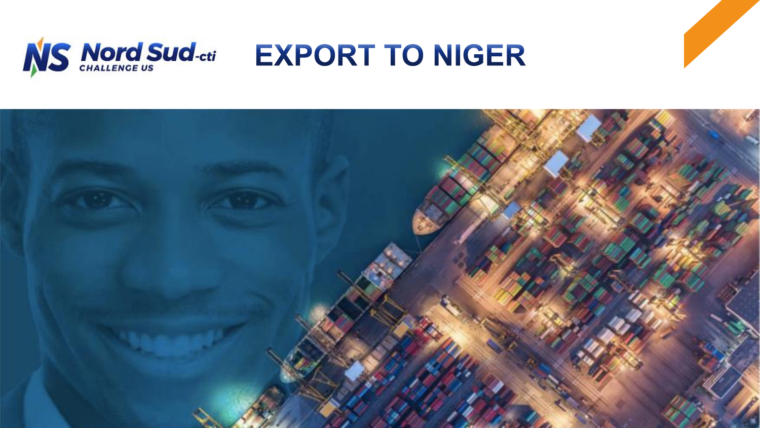Nord Sud-cti
CHALLENGE US

# EXPORT TO NIGER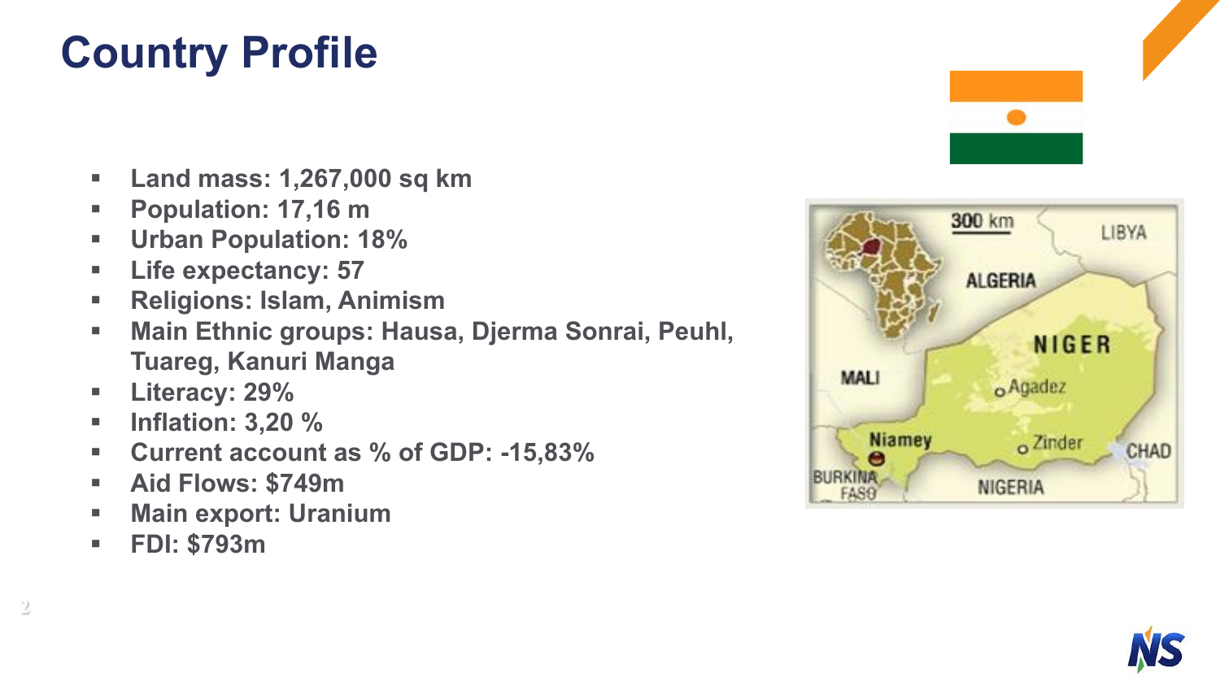# Country Profile

- Land mass: 1,267,000 sq km
- Population: 17,16 m
- Urban Population: 18%
- Life expectancy: 57
- Religions: Islam, Animism
- Main Ethnic groups: Hausa, Djerma Sonrai, Peuhl, Tuareg, Kanuri Manga
- Literacy: 29%
- Inflation: 3,20 %
- Current account as % of GDP: -15,83%
- Aid Flows: $749m
- Main export: Uranium
- FDI: $793m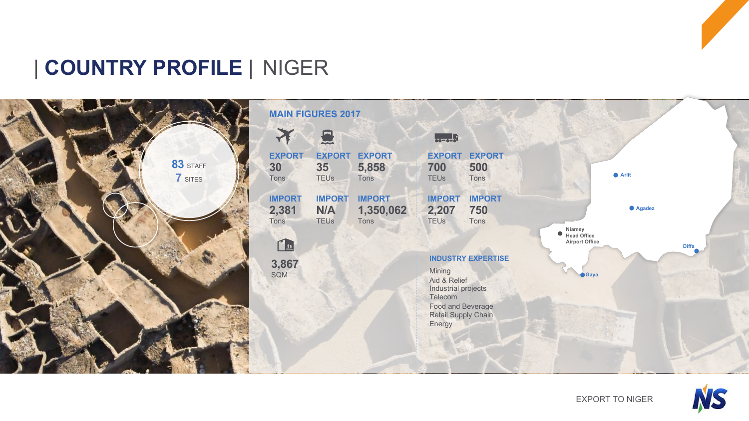# | COUNTRY PROFILE | NIGER

83 STAFF
7 SITES

## MAIN FIGURES 2017

| Air | Sea | | Road | |
|---|---|---|---|---|
| EXPORT 30 Tons | EXPORT 35 TEUs | EXPORT 5,858 Tons | EXPORT 700 TEUs | EXPORT 500 Tons |
| IMPORT 2,381 Tons | IMPORT N/A TEUs | IMPORT 1,350,062 Tons | IMPORT 2,207 TEUs | IMPORT 750 Tons |

3,867 SQM

## INDUSTRY EXPERTISE

- Mining
- Aid & Relief
- Industrial projects
- Telecom
- Food and Beverage
- Retail Supply Chain
- Energy

Arlit
Agadez
Niamey – Head Office, Airport Office
Diffa
Gaya

EXPORT TO NIGER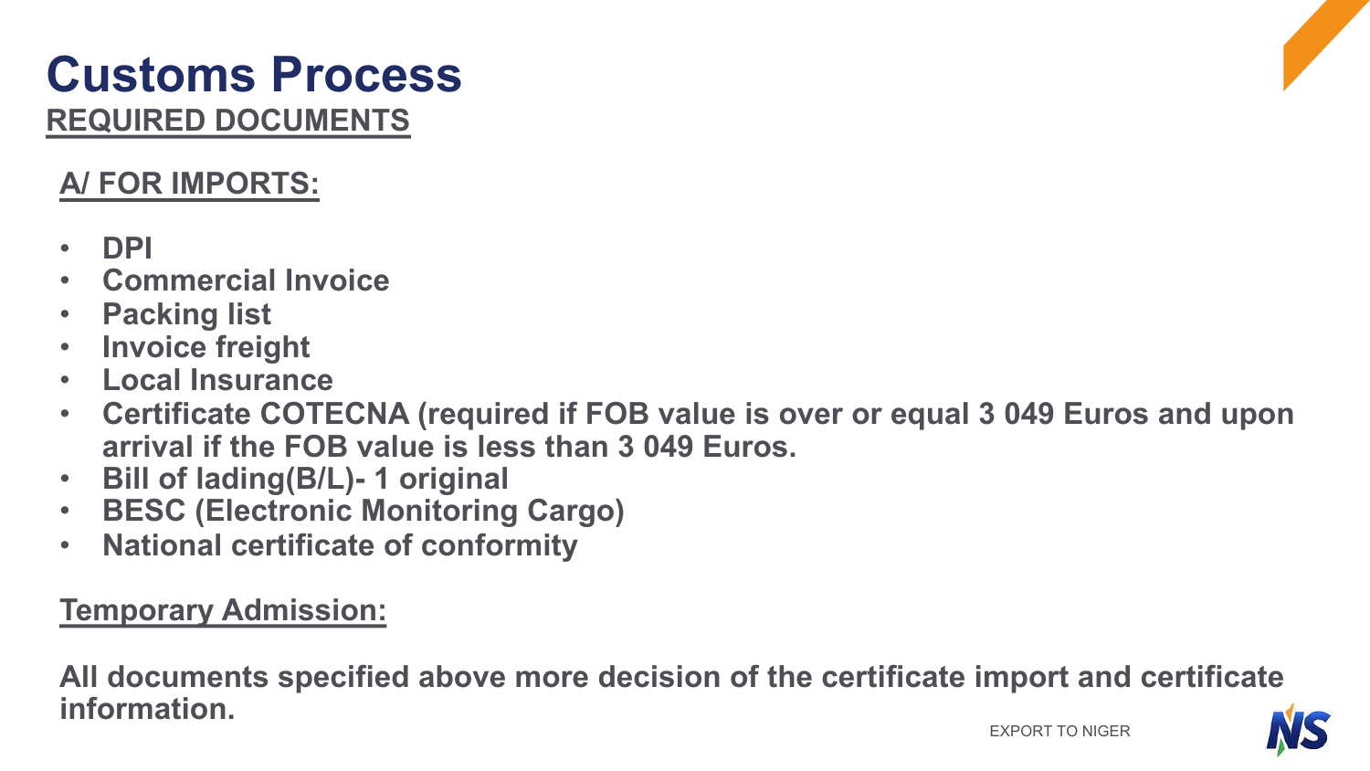# Customs Process

## REQUIRED DOCUMENTS

### A/ FOR IMPORTS:

- **DPI**
- **Commercial Invoice**
- **Packing list**
- **Invoice freight**
- **Local Insurance**
- **Certificate COTECNA (required if FOB value is over or equal 3 049 Euros and upon arrival if the FOB value is less than 3 049 Euros.**
- **Bill of lading(B/L)- 1 original**
- **BESC (Electronic Monitoring Cargo)**
- **National certificate of conformity**

### Temporary Admission:

**All documents specified above more decision of the certificate import and certificate information.**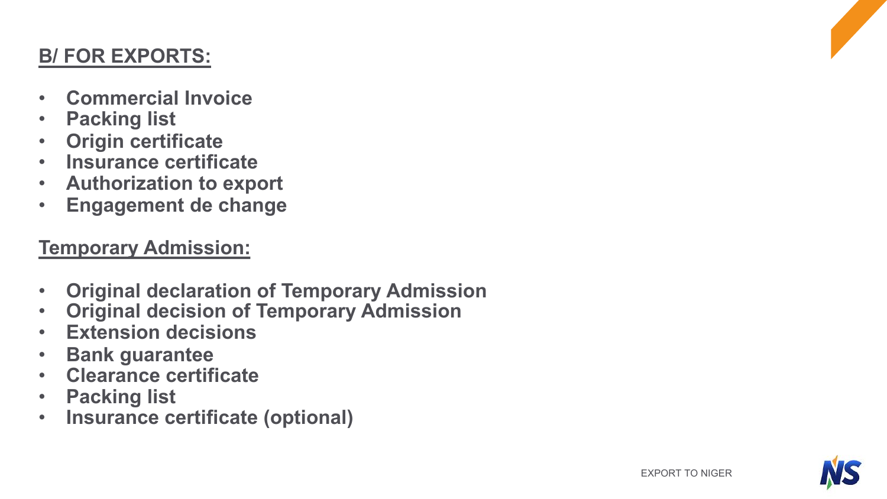## B/ FOR EXPORTS:

- **Commercial Invoice**
- **Packing list**
- **Origin certificate**
- **Insurance certificate**
- **Authorization to export**
- **Engagement de change**

## Temporary Admission:

- **Original declaration of Temporary Admission**
- **Original decision of Temporary Admission**
- **Extension decisions**
- **Bank guarantee**
- **Clearance certificate**
- **Packing list**
- **Insurance certificate (optional)**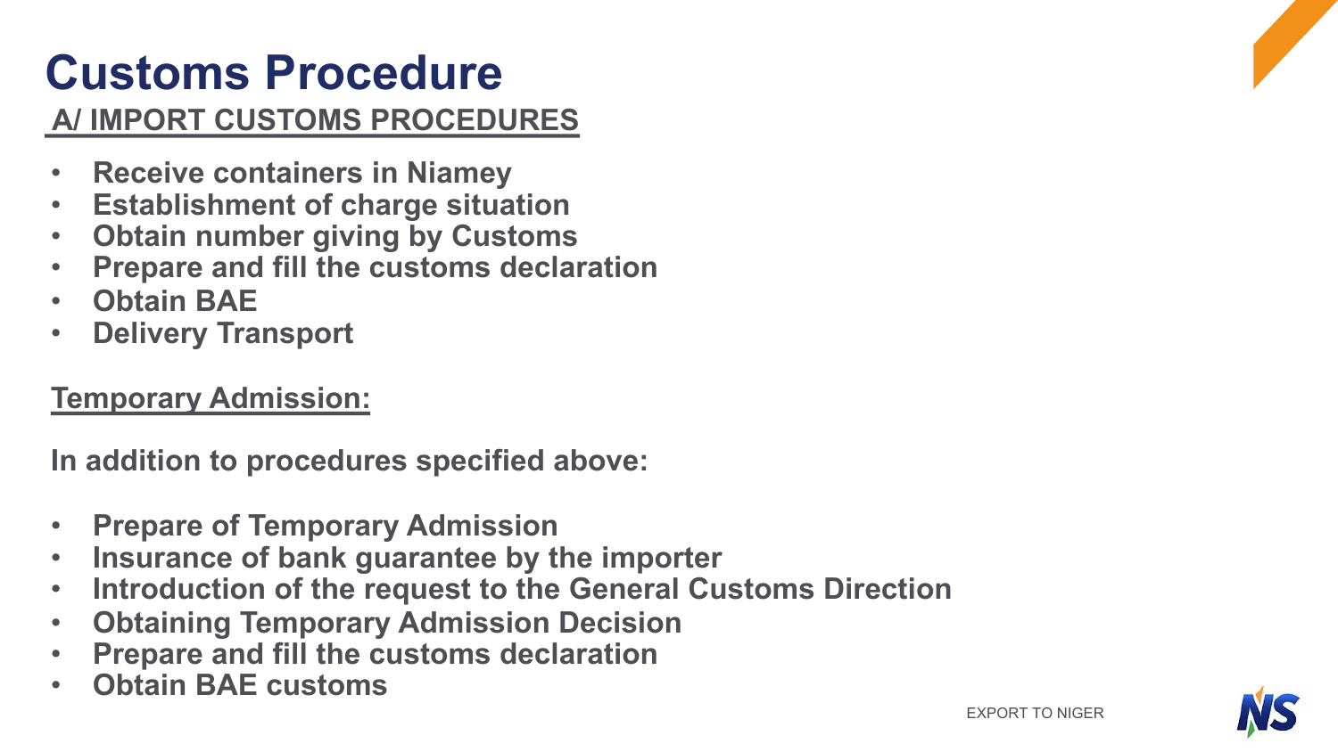# Customs Procedure

## A/ IMPORT CUSTOMS PROCEDURES

- **Receive containers in Niamey**
- **Establishment of charge situation**
- **Obtain number giving by Customs**
- **Prepare and fill the customs declaration**
- **Obtain BAE**
- **Delivery Transport**

**Temporary Admission:**

**In addition to procedures specified above:**

- **Prepare of Temporary Admission**
- **Insurance of bank guarantee by the importer**
- **Introduction of the request to the General Customs Direction**
- **Obtaining Temporary Admission Decision**
- **Prepare and fill the customs declaration**
- **Obtain BAE customs**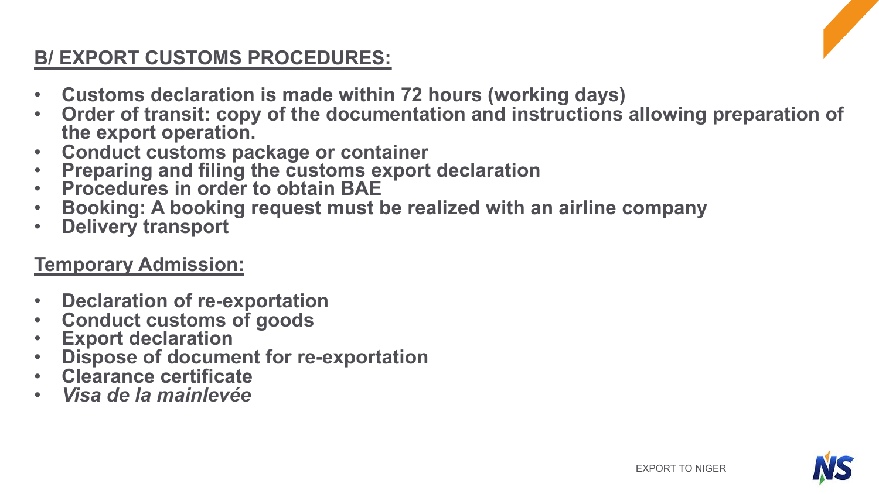## B/ EXPORT CUSTOMS PROCEDURES:

- **Customs declaration is made within 72 hours (working days)**
- **Order of transit: copy of the documentation and instructions allowing preparation of the export operation.**
- **Conduct customs package or container**
- **Preparing and filing the customs export declaration**
- **Procedures in order to obtain BAE**
- **Booking: A booking request must be realized with an airline company**
- **Delivery transport**

## Temporary Admission:

- **Declaration of re-exportation**
- **Conduct customs of goods**
- **Export declaration**
- **Dispose of document for re-exportation**
- **Clearance certificate**
- ***Visa de la mainlevée***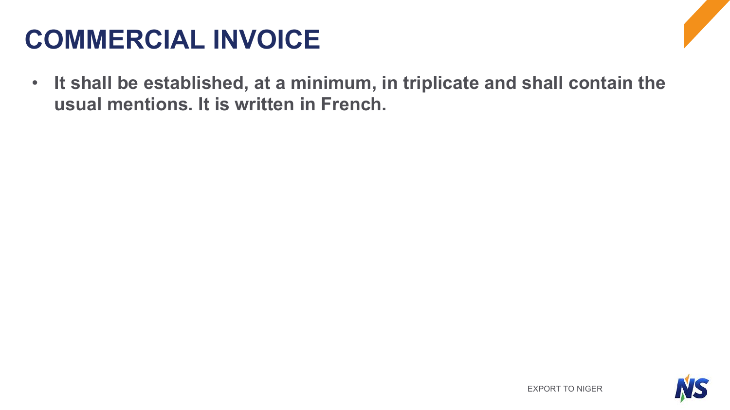# COMMERCIAL INVOICE

- **It shall be established, at a minimum, in triplicate and shall contain the usual mentions. It is written in French.**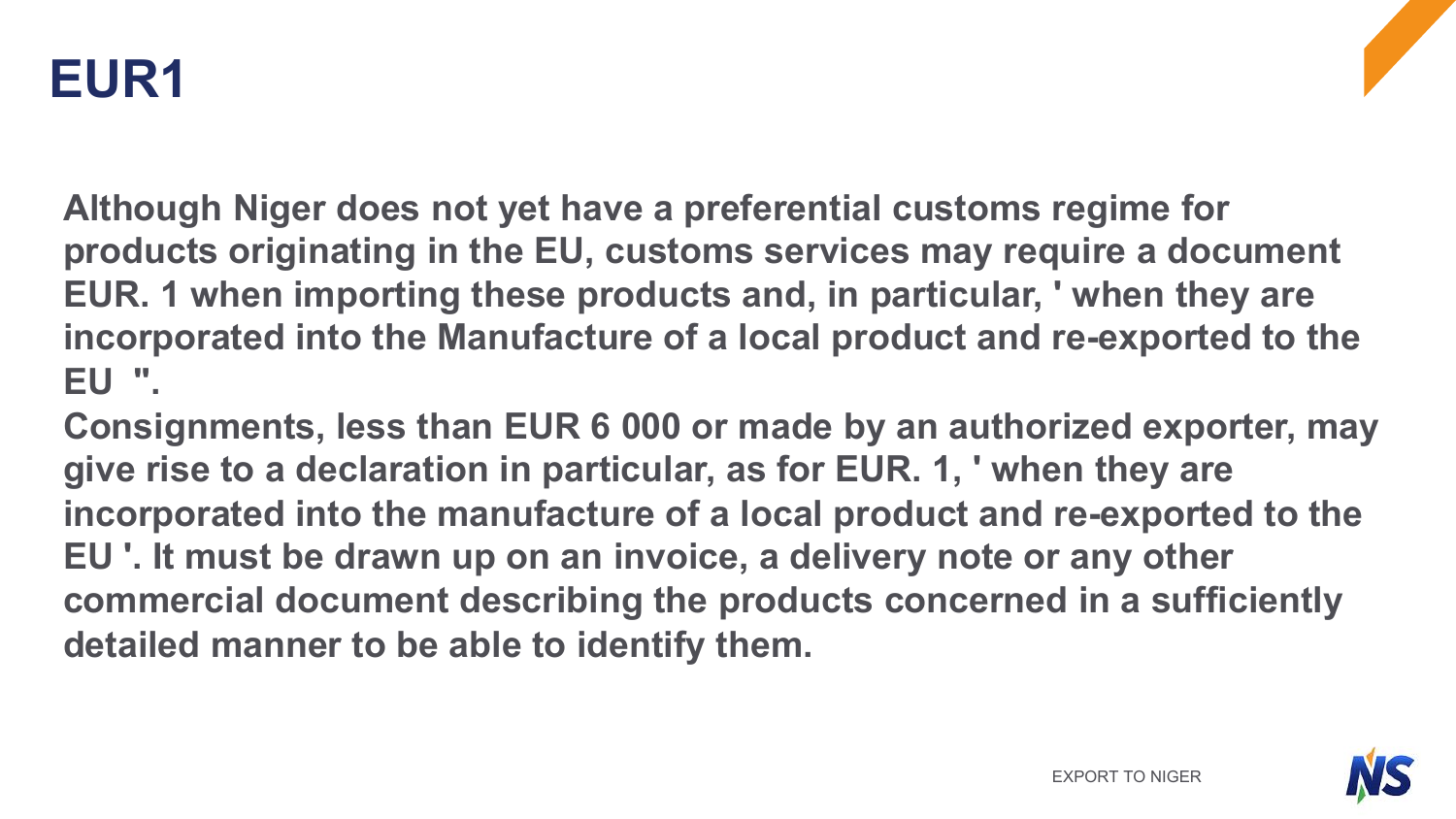# EUR1

**Although Niger does not yet have a preferential customs regime for products originating in the EU, customs services may require a document EUR. 1 when importing these products and, in particular, ' when they are incorporated into the Manufacture of a local product and re-exported to the EU ".**

**Consignments, less than EUR 6 000 or made by an authorized exporter, may give rise to a declaration in particular, as for EUR. 1, ' when they are incorporated into the manufacture of a local product and re-exported to the EU '. It must be drawn up on an invoice, a delivery note or any other commercial document describing the products concerned in a sufficiently detailed manner to be able to identify them.**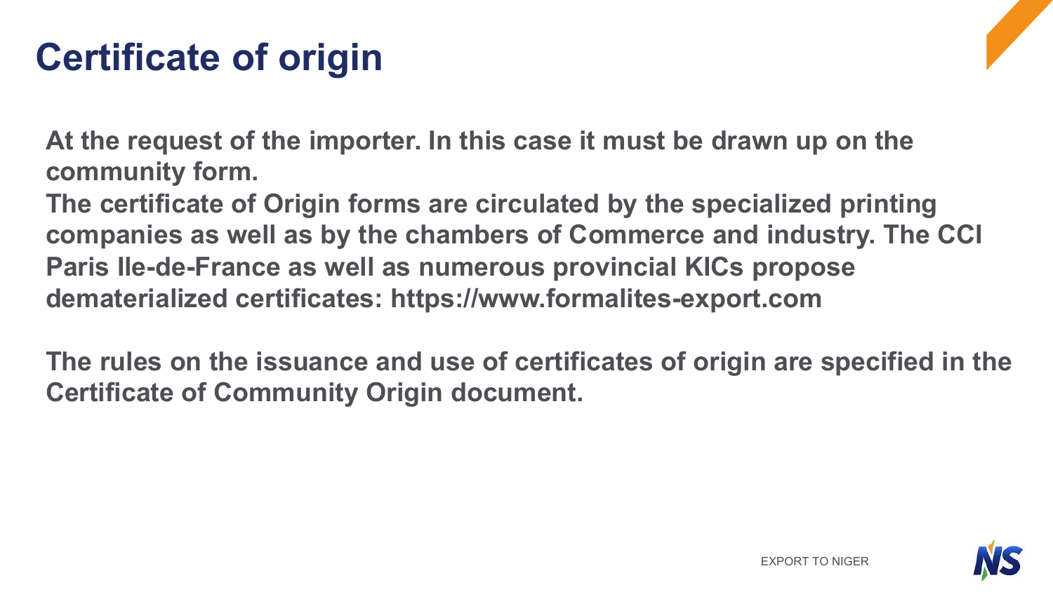# Certificate of origin

At the request of the importer. In this case it must be drawn up on the community form.
The certificate of Origin forms are circulated by the specialized printing companies as well as by the chambers of Commerce and industry. The CCI Paris Ile-de-France as well as numerous provincial KICs propose dematerialized certificates: https://www.formalites-export.com

The rules on the issuance and use of certificates of origin are specified in the Certificate of Community Origin document.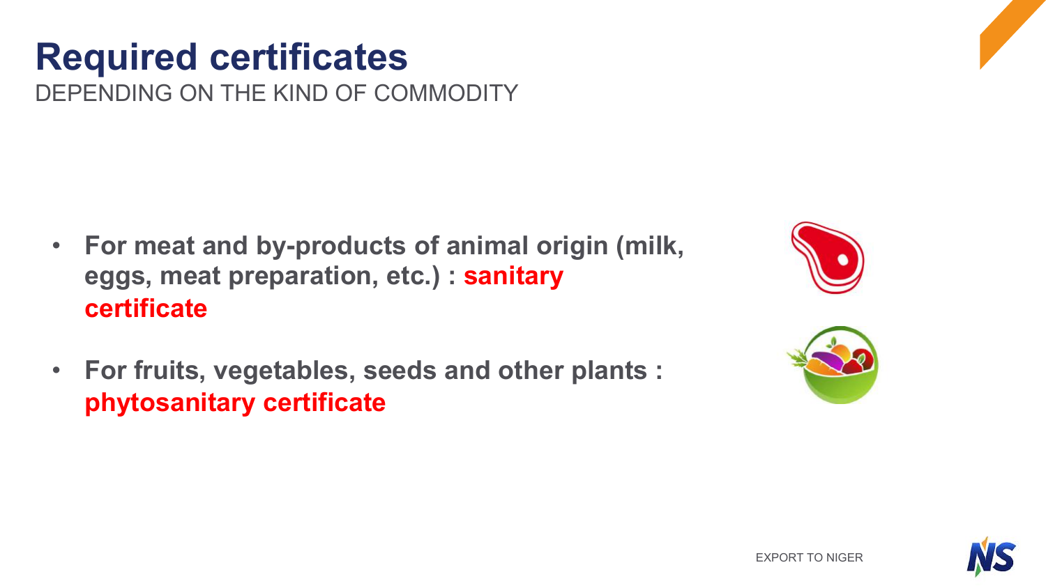# Required certificates

DEPENDING ON THE KIND OF COMMODITY

- **For meat and by-products of animal origin (milk, eggs, meat preparation, etc.) : sanitary certificate**
- **For fruits, vegetables, seeds and other plants : phytosanitary certificate**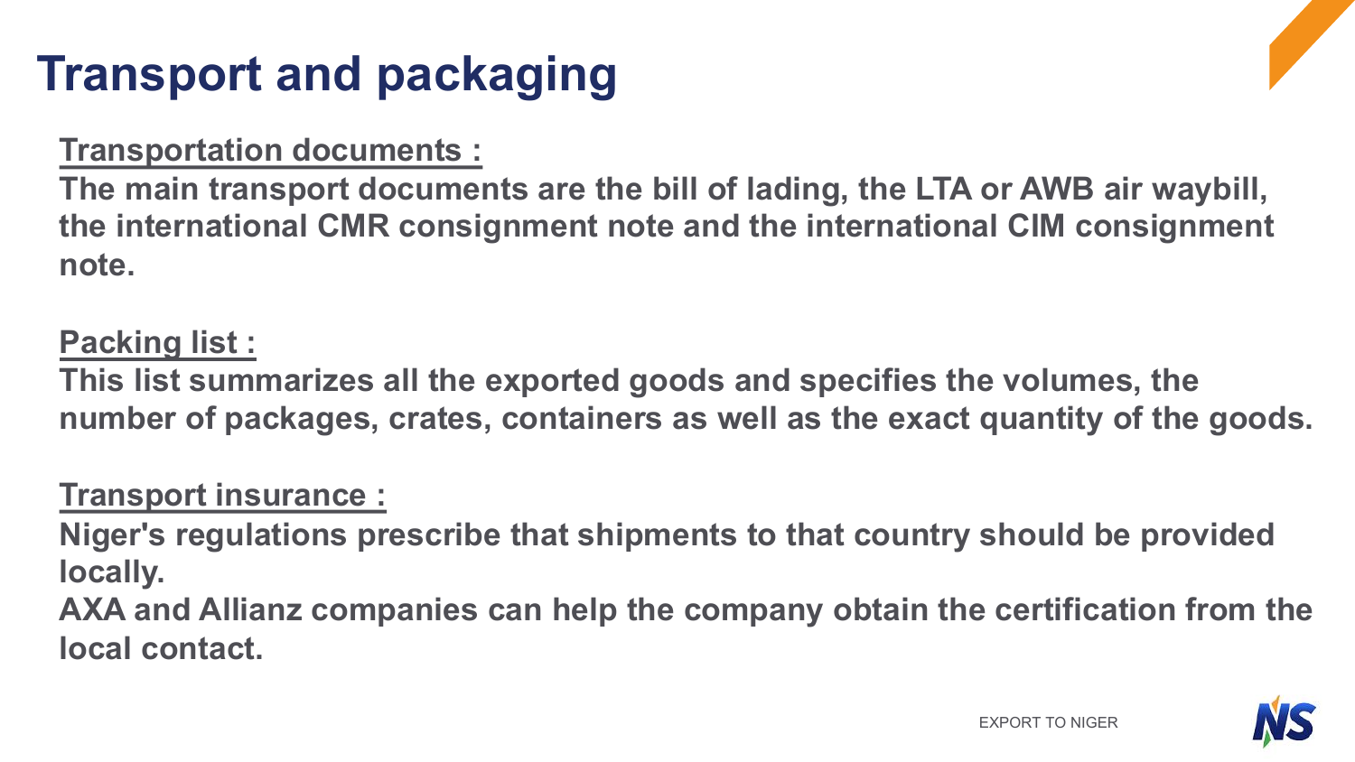# Transport and packaging

**Transportation documents :**

**The main transport documents are the bill of lading, the LTA or AWB air waybill, the international CMR consignment note and the international CIM consignment note.**

**Packing list :**

**This list summarizes all the exported goods and specifies the volumes, the number of packages, crates, containers as well as the exact quantity of the goods.**

**Transport insurance :**

**Niger's regulations prescribe that shipments to that country should be provided locally.**

**AXA and Allianz companies can help the company obtain the certification from the local contact.**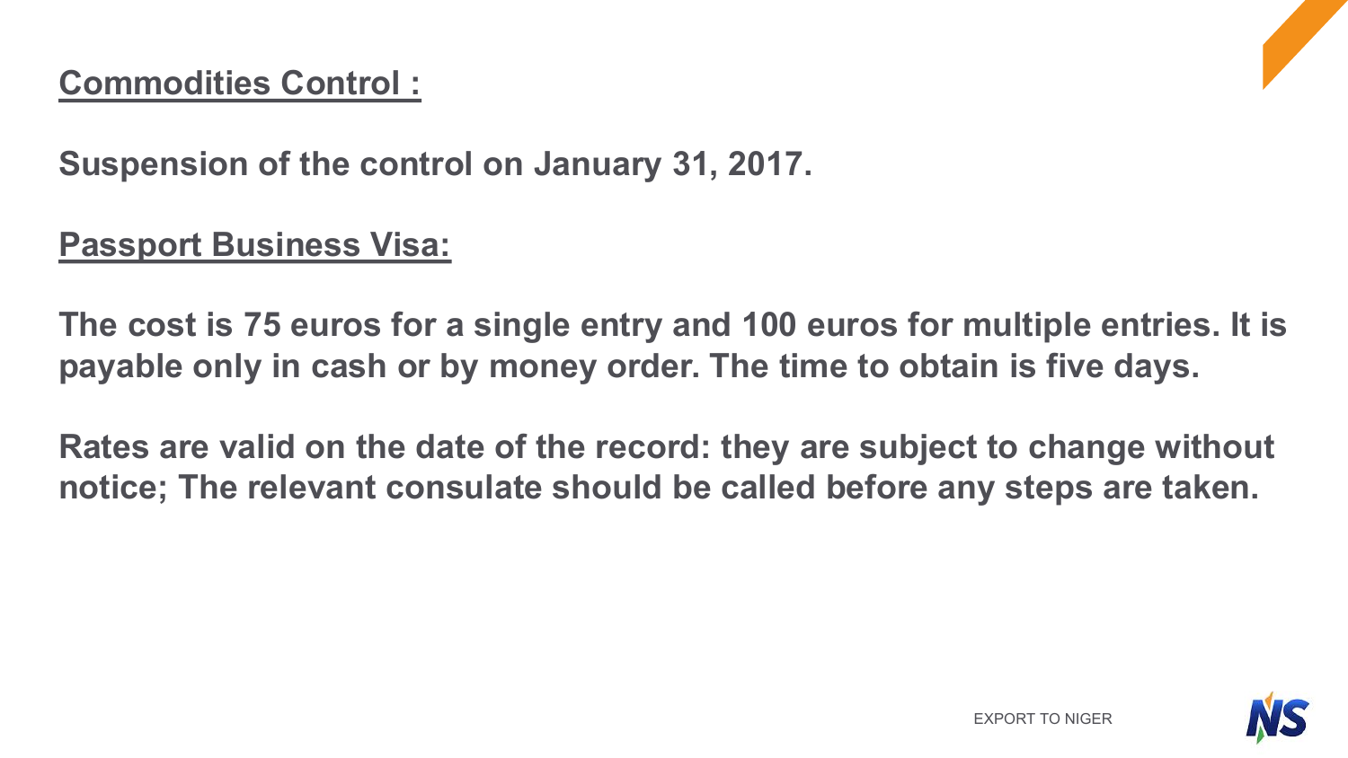**Commodities Control :**

**Suspension of the control on January 31, 2017.**

**Passport Business Visa:**

**The cost is 75 euros for a single entry and 100 euros for multiple entries. It is payable only in cash or by money order. The time to obtain is five days.**

**Rates are valid on the date of the record: they are subject to change without notice; The relevant consulate should be called before any steps are taken.**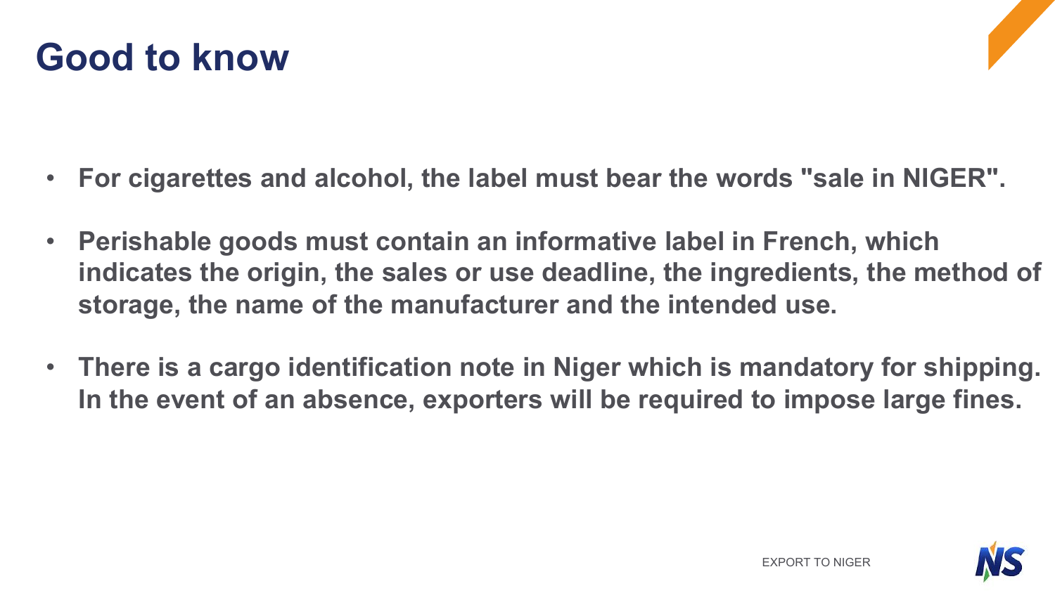# Good to know

- **For cigarettes and alcohol, the label must bear the words "sale in NIGER".**
- **Perishable goods must contain an informative label in French, which indicates the origin, the sales or use deadline, the ingredients, the method of storage, the name of the manufacturer and the intended use.**
- **There is a cargo identification note in Niger which is mandatory for shipping. In the event of an absence, exporters will be required to impose large fines.**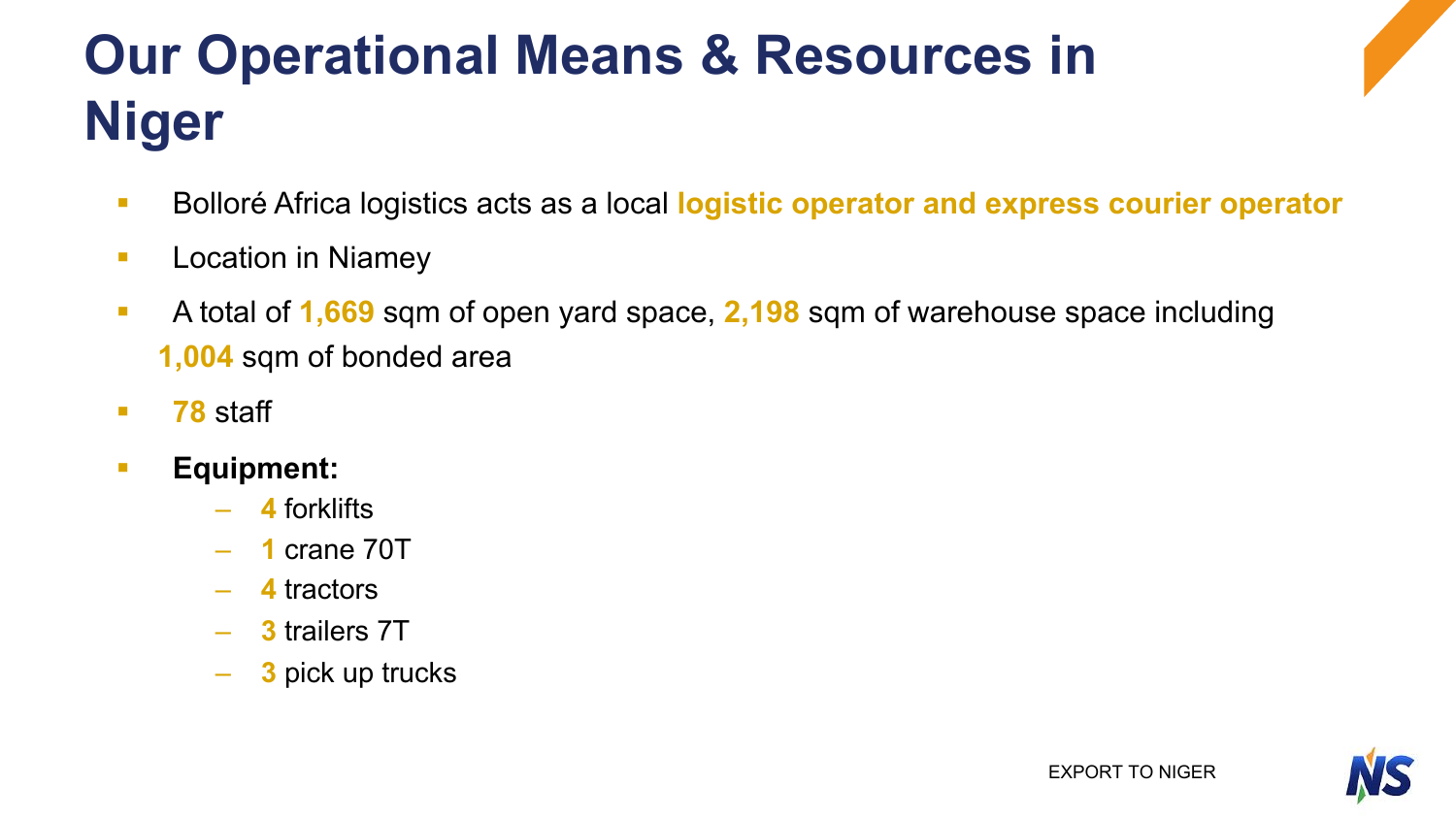# Our Operational Means & Resources in Niger

- Bolloré Africa logistics acts as a local **logistic operator and express courier operator**
- Location in Niamey
- A total of **1,669** sqm of open yard space, **2,198** sqm of warehouse space including **1,004** sqm of bonded area
- **78** staff
- **Equipment:**
  - **4** forklifts
  - **1** crane 70T
  - **4** tractors
  - **3** trailers 7T
  - **3** pick up trucks